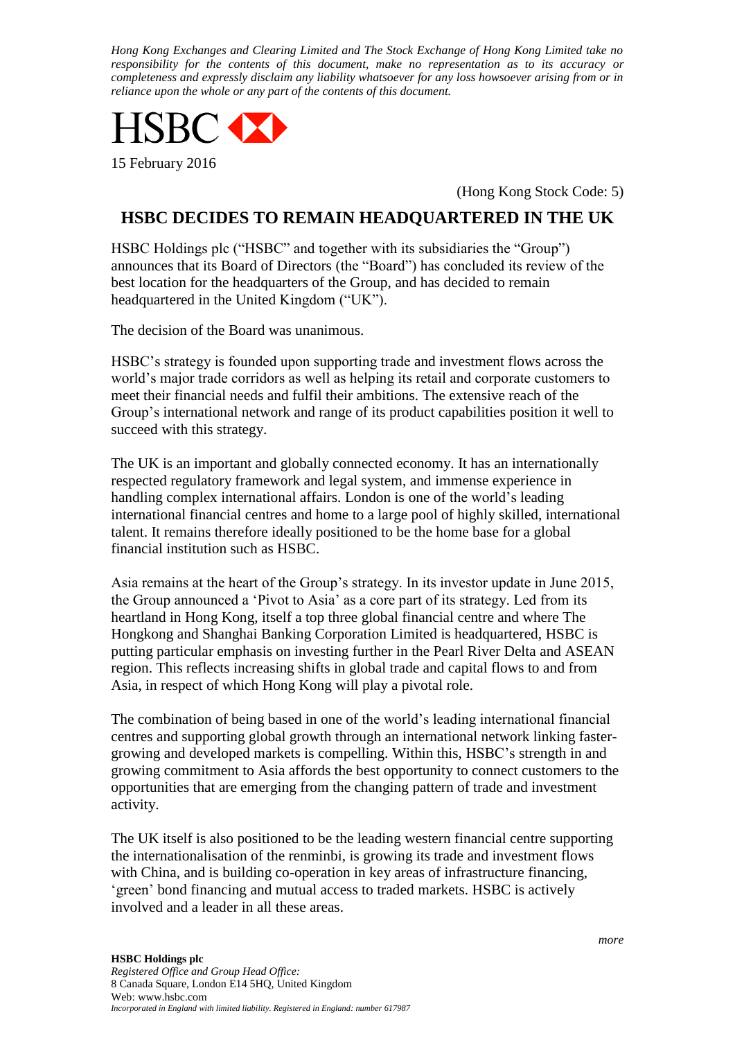*Hong Kong Exchanges and Clearing Limited and The Stock Exchange of Hong Kong Limited take no responsibility for the contents of this document, make no representation as to its accuracy or completeness and expressly disclaim any liability whatsoever for any loss howsoever arising from or in reliance upon the whole or any part of the contents of this document.*

HSBC

15 February 2016

(Hong Kong Stock Code: 5)

# HSBC DECIDES TO REMAIN HEADQUARTERED IN THE UK

HSBC Holdings plc ("HSBC" and together with its subsidiaries the "Group") announces that its Board of Directors (the "Board") has concluded its review of the best location for the headquarters of the Group, and has decided to remain headquartered in the United Kingdom ("UK").

The decision of the Board was unanimous.

HSBC's strategy is founded upon supporting trade and investment flows across the world's major trade corridors as well as helping its retail and corporate customers to meet their financial needs and fulfil their ambitions. The extensive reach of the Group's international network and range of its product capabilities position it well to succeed with this strategy.

The UK is an important and globally connected economy. It has an internationally respected regulatory framework and legal system, and immense experience in handling complex international affairs. London is one of the world's leading international financial centres and home to a large pool of highly skilled, international talent. It remains therefore ideally positioned to be the home base for a global financial institution such as HSBC.

Asia remains at the heart of the Group's strategy. In its investor update in June 2015, the Group announced a 'Pivot to Asia' as a core part of its strategy. Led from its heartland in Hong Kong, itself a top three global financial centre and where The Hongkong and Shanghai Banking Corporation Limited is headquartered, HSBC is putting particular emphasis on investing further in the Pearl River Delta and ASEAN region. This reflects increasing shifts in global trade and capital flows to and from Asia, in respect of which Hong Kong will play a pivotal role.

The combination of being based in one of the world's leading international financial centres and supporting global growth through an international network linking faster-growing and developed markets is compelling. Within this, HSBC's strength in and growing commitment to Asia affords the best opportunity to connect customers to the opportunities that are emerging from the changing pattern of trade and investment activity.

The UK itself is also positioned to be the leading western financial centre supporting the internationalisation of the renminbi, is growing its trade and investment flows with China, and is building co-operation in key areas of infrastructure financing, 'green' bond financing and mutual access to traded markets. HSBC is actively involved and a leader in all these areas.

*more*

**HSBC Holdings plc**
*Registered Office and Group Head Office:*
8 Canada Square, London E14 5HQ, United Kingdom
Web: www.hsbc.com
*Incorporated in England with limited liability. Registered in England: number 617987*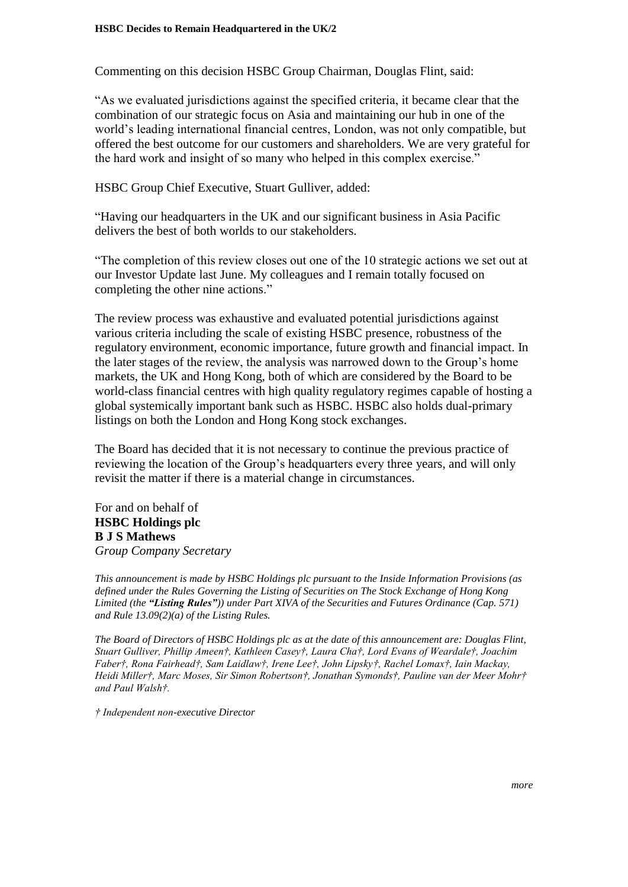Commenting on this decision HSBC Group Chairman, Douglas Flint, said:

"As we evaluated jurisdictions against the specified criteria, it became clear that the combination of our strategic focus on Asia and maintaining our hub in one of the world's leading international financial centres, London, was not only compatible, but offered the best outcome for our customers and shareholders. We are very grateful for the hard work and insight of so many who helped in this complex exercise."

HSBC Group Chief Executive, Stuart Gulliver, added:

"Having our headquarters in the UK and our significant business in Asia Pacific delivers the best of both worlds to our stakeholders.

"The completion of this review closes out one of the 10 strategic actions we set out at our Investor Update last June. My colleagues and I remain totally focused on completing the other nine actions."

The review process was exhaustive and evaluated potential jurisdictions against various criteria including the scale of existing HSBC presence, robustness of the regulatory environment, economic importance, future growth and financial impact. In the later stages of the review, the analysis was narrowed down to the Group's home markets, the UK and Hong Kong, both of which are considered by the Board to be world-class financial centres with high quality regulatory regimes capable of hosting a global systemically important bank such as HSBC. HSBC also holds dual-primary listings on both the London and Hong Kong stock exchanges.

The Board has decided that it is not necessary to continue the previous practice of reviewing the location of the Group's headquarters every three years, and will only revisit the matter if there is a material change in circumstances.

For and on behalf of
**HSBC Holdings plc**
**B J S Mathews**
*Group Company Secretary*

*This announcement is made by HSBC Holdings plc pursuant to the Inside Information Provisions (as defined under the Rules Governing the Listing of Securities on The Stock Exchange of Hong Kong Limited (the* ***"Listing Rules"****)) under Part XIVA of the Securities and Futures Ordinance (Cap. 571) and Rule 13.09(2)(a) of the Listing Rules.*

*The Board of Directors of HSBC Holdings plc as at the date of this announcement are: Douglas Flint, Stuart Gulliver, Phillip Ameen†, Kathleen Casey†, Laura Cha†, Lord Evans of Weardale†, Joachim Faber†, Rona Fairhead†, Sam Laidlaw†, Irene Lee†, John Lipsky†, Rachel Lomax†, Iain Mackay, Heidi Miller†, Marc Moses, Sir Simon Robertson†, Jonathan Symonds†, Pauline van der Meer Mohr† and Paul Walsh†.*

*† Independent non-executive Director*

*more*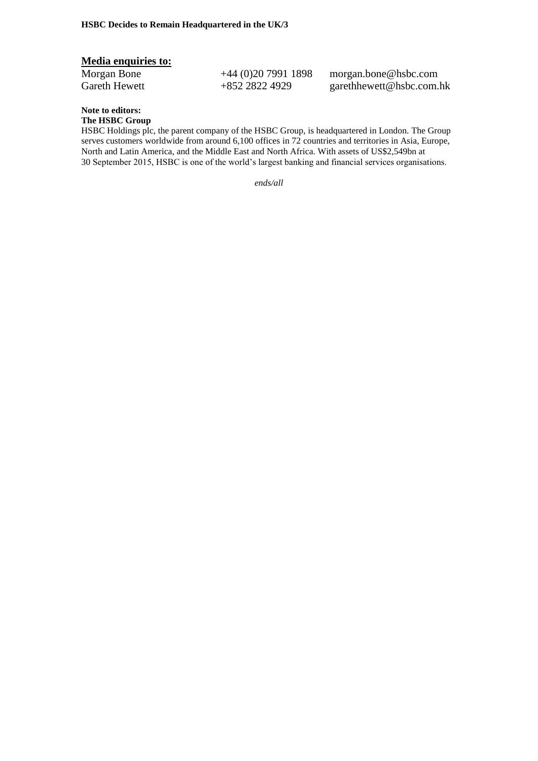**Media enquiries to:**

| | | |
|---|---|---|
| Morgan Bone | +44 (0)20 7991 1898 | morgan.bone@hsbc.com |
| Gareth Hewett | +852 2822 4929 | garethhewett@hsbc.com.hk |

**Note to editors:**
**The HSBC Group**
HSBC Holdings plc, the parent company of the HSBC Group, is headquartered in London. The Group serves customers worldwide from around 6,100 offices in 72 countries and territories in Asia, Europe, North and Latin America, and the Middle East and North Africa. With assets of US$2,549bn at 30 September 2015, HSBC is one of the world's largest banking and financial services organisations.

*ends/all*